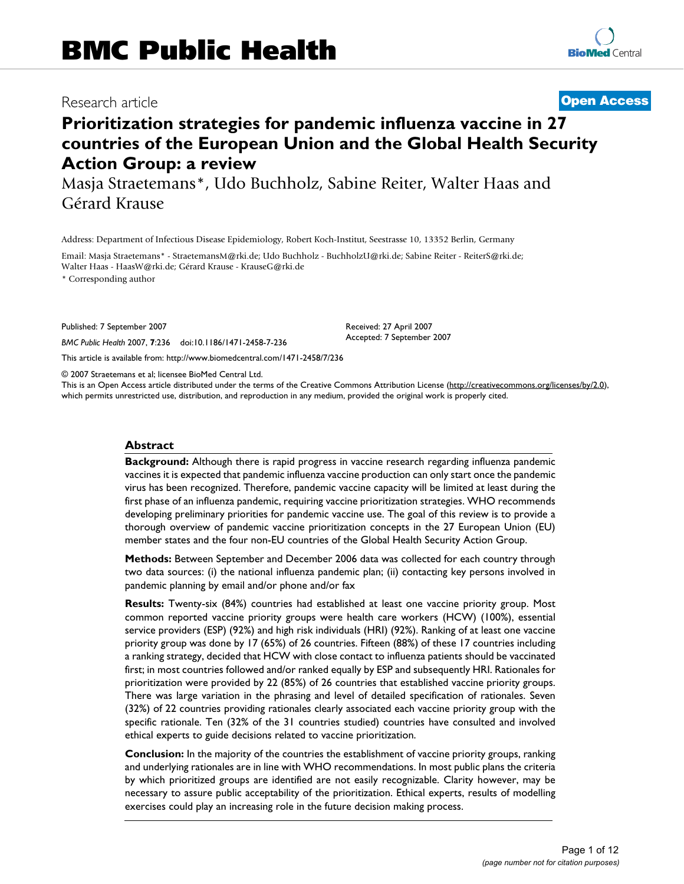BMC Public Health

Research article

**Open Access**

# Prioritization strategies for pandemic influenza vaccine in 27 countries of the European Union and the Global Health Security Action Group: a review

Masja Straetemans*, Udo Buchholz, Sabine Reiter, Walter Haas and Gérard Krause

Address: Department of Infectious Disease Epidemiology, Robert Koch-Institut, Seestrasse 10, 13352 Berlin, Germany

Email: Masja Straetemans* - StraetemansM@rki.de; Udo Buchholz - BuchholzU@rki.de; Sabine Reiter - ReiterS@rki.de; Walter Haas - HaasW@rki.de; Gérard Krause - KrauseG@rki.de

\* Corresponding author

Published: 7 September 2007

*BMC Public Health* 2007, **7**:236 doi:10.1186/1471-2458-7-236

Received: 27 April 2007
Accepted: 7 September 2007

This article is available from: http://www.biomedcentral.com/1471-2458/7/236

© 2007 Straetemans et al; licensee BioMed Central Ltd.

This is an Open Access article distributed under the terms of the Creative Commons Attribution License (http://creativecommons.org/licenses/by/2.0), which permits unrestricted use, distribution, and reproduction in any medium, provided the original work is properly cited.

## Abstract

**Background:** Although there is rapid progress in vaccine research regarding influenza pandemic vaccines it is expected that pandemic influenza vaccine production can only start once the pandemic virus has been recognized. Therefore, pandemic vaccine capacity will be limited at least during the first phase of an influenza pandemic, requiring vaccine prioritization strategies. WHO recommends developing preliminary priorities for pandemic vaccine use. The goal of this review is to provide a thorough overview of pandemic vaccine prioritization concepts in the 27 European Union (EU) member states and the four non-EU countries of the Global Health Security Action Group.

**Methods:** Between September and December 2006 data was collected for each country through two data sources: (i) the national influenza pandemic plan; (ii) contacting key persons involved in pandemic planning by email and/or phone and/or fax

**Results:** Twenty-six (84%) countries had established at least one vaccine priority group. Most common reported vaccine priority groups were health care workers (HCW) (100%), essential service providers (ESP) (92%) and high risk individuals (HRI) (92%). Ranking of at least one vaccine priority group was done by 17 (65%) of 26 countries. Fifteen (88%) of these 17 countries including a ranking strategy, decided that HCW with close contact to influenza patients should be vaccinated first; in most countries followed and/or ranked equally by ESP and subsequently HRI. Rationales for prioritization were provided by 22 (85%) of 26 countries that established vaccine priority groups. There was large variation in the phrasing and level of detailed specification of rationales. Seven (32%) of 22 countries providing rationales clearly associated each vaccine priority group with the specific rationale. Ten (32% of the 31 countries studied) countries have consulted and involved ethical experts to guide decisions related to vaccine prioritization.

**Conclusion:** In the majority of the countries the establishment of vaccine priority groups, ranking and underlying rationales are in line with WHO recommendations. In most public plans the criteria by which prioritized groups are identified are not easily recognizable. Clarity however, may be necessary to assure public acceptability of the prioritization. Ethical experts, results of modelling exercises could play an increasing role in the future decision making process.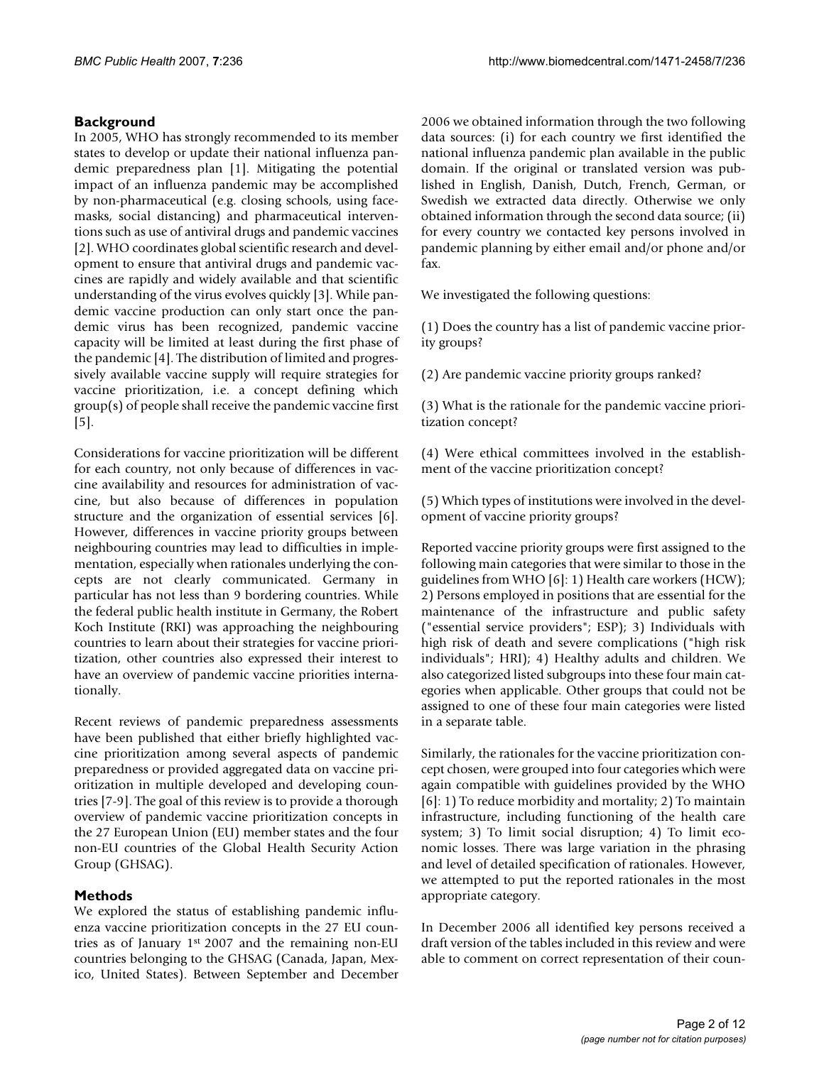## Background

In 2005, WHO has strongly recommended to its member states to develop or update their national influenza pandemic preparedness plan [1]. Mitigating the potential impact of an influenza pandemic may be accomplished by non-pharmaceutical (e.g. closing schools, using facemasks, social distancing) and pharmaceutical interventions such as use of antiviral drugs and pandemic vaccines [2]. WHO coordinates global scientific research and development to ensure that antiviral drugs and pandemic vaccines are rapidly and widely available and that scientific understanding of the virus evolves quickly [3]. While pandemic vaccine production can only start once the pandemic virus has been recognized, pandemic vaccine capacity will be limited at least during the first phase of the pandemic [4]. The distribution of limited and progressively available vaccine supply will require strategies for vaccine prioritization, i.e. a concept defining which group(s) of people shall receive the pandemic vaccine first [5].

Considerations for vaccine prioritization will be different for each country, not only because of differences in vaccine availability and resources for administration of vaccine, but also because of differences in population structure and the organization of essential services [6]. However, differences in vaccine priority groups between neighbouring countries may lead to difficulties in implementation, especially when rationales underlying the concepts are not clearly communicated. Germany in particular has not less than 9 bordering countries. While the federal public health institute in Germany, the Robert Koch Institute (RKI) was approaching the neighbouring countries to learn about their strategies for vaccine prioritization, other countries also expressed their interest to have an overview of pandemic vaccine priorities internationally.

Recent reviews of pandemic preparedness assessments have been published that either briefly highlighted vaccine prioritization among several aspects of pandemic preparedness or provided aggregated data on vaccine prioritization in multiple developed and developing countries [7-9]. The goal of this review is to provide a thorough overview of pandemic vaccine prioritization concepts in the 27 European Union (EU) member states and the four non-EU countries of the Global Health Security Action Group (GHSAG).

## Methods

We explored the status of establishing pandemic influenza vaccine prioritization concepts in the 27 EU countries as of January 1st 2007 and the remaining non-EU countries belonging to the GHSAG (Canada, Japan, Mexico, United States). Between September and December 2006 we obtained information through the two following data sources: (i) for each country we first identified the national influenza pandemic plan available in the public domain. If the original or translated version was published in English, Danish, Dutch, French, German, or Swedish we extracted data directly. Otherwise we only obtained information through the second data source; (ii) for every country we contacted key persons involved in pandemic planning by either email and/or phone and/or fax.

We investigated the following questions:

(1) Does the country has a list of pandemic vaccine priority groups?

(2) Are pandemic vaccine priority groups ranked?

(3) What is the rationale for the pandemic vaccine prioritization concept?

(4) Were ethical committees involved in the establishment of the vaccine prioritization concept?

(5) Which types of institutions were involved in the development of vaccine priority groups?

Reported vaccine priority groups were first assigned to the following main categories that were similar to those in the guidelines from WHO [6]: 1) Health care workers (HCW); 2) Persons employed in positions that are essential for the maintenance of the infrastructure and public safety ("essential service providers"; ESP); 3) Individuals with high risk of death and severe complications ("high risk individuals"; HRI); 4) Healthy adults and children. We also categorized listed subgroups into these four main categories when applicable. Other groups that could not be assigned to one of these four main categories were listed in a separate table.

Similarly, the rationales for the vaccine prioritization concept chosen, were grouped into four categories which were again compatible with guidelines provided by the WHO [6]: 1) To reduce morbidity and mortality; 2) To maintain infrastructure, including functioning of the health care system; 3) To limit social disruption; 4) To limit economic losses. There was large variation in the phrasing and level of detailed specification of rationales. However, we attempted to put the reported rationales in the most appropriate category.

In December 2006 all identified key persons received a draft version of the tables included in this review and were able to comment on correct representation of their coun-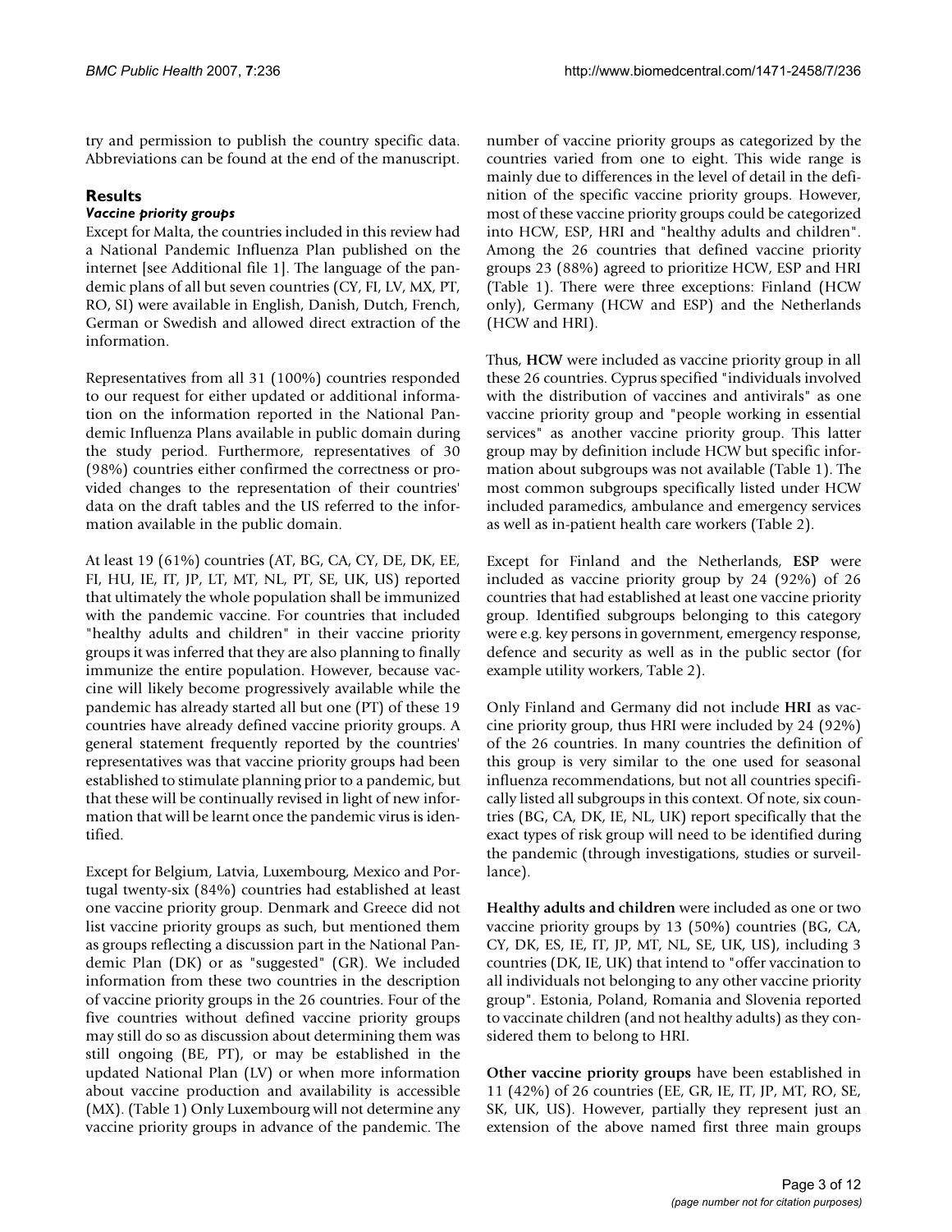try and permission to publish the country specific data. Abbreviations can be found at the end of the manuscript.

## Results

### *Vaccine priority groups*

Except for Malta, the countries included in this review had a National Pandemic Influenza Plan published on the internet [see Additional file 1]. The language of the pandemic plans of all but seven countries (CY, FI, LV, MX, PT, RO, SI) were available in English, Danish, Dutch, French, German or Swedish and allowed direct extraction of the information.

Representatives from all 31 (100%) countries responded to our request for either updated or additional information on the information reported in the National Pandemic Influenza Plans available in public domain during the study period. Furthermore, representatives of 30 (98%) countries either confirmed the correctness or provided changes to the representation of their countries' data on the draft tables and the US referred to the information available in the public domain.

At least 19 (61%) countries (AT, BG, CA, CY, DE, DK, EE, FI, HU, IE, IT, JP, LT, MT, NL, PT, SE, UK, US) reported that ultimately the whole population shall be immunized with the pandemic vaccine. For countries that included "healthy adults and children" in their vaccine priority groups it was inferred that they are also planning to finally immunize the entire population. However, because vaccine will likely become progressively available while the pandemic has already started all but one (PT) of these 19 countries have already defined vaccine priority groups. A general statement frequently reported by the countries' representatives was that vaccine priority groups had been established to stimulate planning prior to a pandemic, but that these will be continually revised in light of new information that will be learnt once the pandemic virus is identified.

Except for Belgium, Latvia, Luxembourg, Mexico and Portugal twenty-six (84%) countries had established at least one vaccine priority group. Denmark and Greece did not list vaccine priority groups as such, but mentioned them as groups reflecting a discussion part in the National Pandemic Plan (DK) or as "suggested" (GR). We included information from these two countries in the description of vaccine priority groups in the 26 countries. Four of the five countries without defined vaccine priority groups may still do so as discussion about determining them was still ongoing (BE, PT), or may be established in the updated National Plan (LV) or when more information about vaccine production and availability is accessible (MX). (Table 1) Only Luxembourg will not determine any vaccine priority groups in advance of the pandemic. The number of vaccine priority groups as categorized by the countries varied from one to eight. This wide range is mainly due to differences in the level of detail in the definition of the specific vaccine priority groups. However, most of these vaccine priority groups could be categorized into HCW, ESP, HRI and "healthy adults and children". Among the 26 countries that defined vaccine priority groups 23 (88%) agreed to prioritize HCW, ESP and HRI (Table 1). There were three exceptions: Finland (HCW only), Germany (HCW and ESP) and the Netherlands (HCW and HRI).

Thus, **HCW** were included as vaccine priority group in all these 26 countries. Cyprus specified "individuals involved with the distribution of vaccines and antivirals" as one vaccine priority group and "people working in essential services" as another vaccine priority group. This latter group may by definition include HCW but specific information about subgroups was not available (Table 1). The most common subgroups specifically listed under HCW included paramedics, ambulance and emergency services as well as in-patient health care workers (Table 2).

Except for Finland and the Netherlands, **ESP** were included as vaccine priority group by 24 (92%) of 26 countries that had established at least one vaccine priority group. Identified subgroups belonging to this category were e.g. key persons in government, emergency response, defence and security as well as in the public sector (for example utility workers, Table 2).

Only Finland and Germany did not include **HRI** as vaccine priority group, thus HRI were included by 24 (92%) of the 26 countries. In many countries the definition of this group is very similar to the one used for seasonal influenza recommendations, but not all countries specifically listed all subgroups in this context. Of note, six countries (BG, CA, DK, IE, NL, UK) report specifically that the exact types of risk group will need to be identified during the pandemic (through investigations, studies or surveillance).

**Healthy adults and children** were included as one or two vaccine priority groups by 13 (50%) countries (BG, CA, CY, DK, ES, IE, IT, JP, MT, NL, SE, UK, US), including 3 countries (DK, IE, UK) that intend to "offer vaccination to all individuals not belonging to any other vaccine priority group". Estonia, Poland, Romania and Slovenia reported to vaccinate children (and not healthy adults) as they considered them to belong to HRI.

**Other vaccine priority groups** have been established in 11 (42%) of 26 countries (EE, GR, IE, IT, JP, MT, RO, SE, SK, UK, US). However, partially they represent just an extension of the above named first three main groups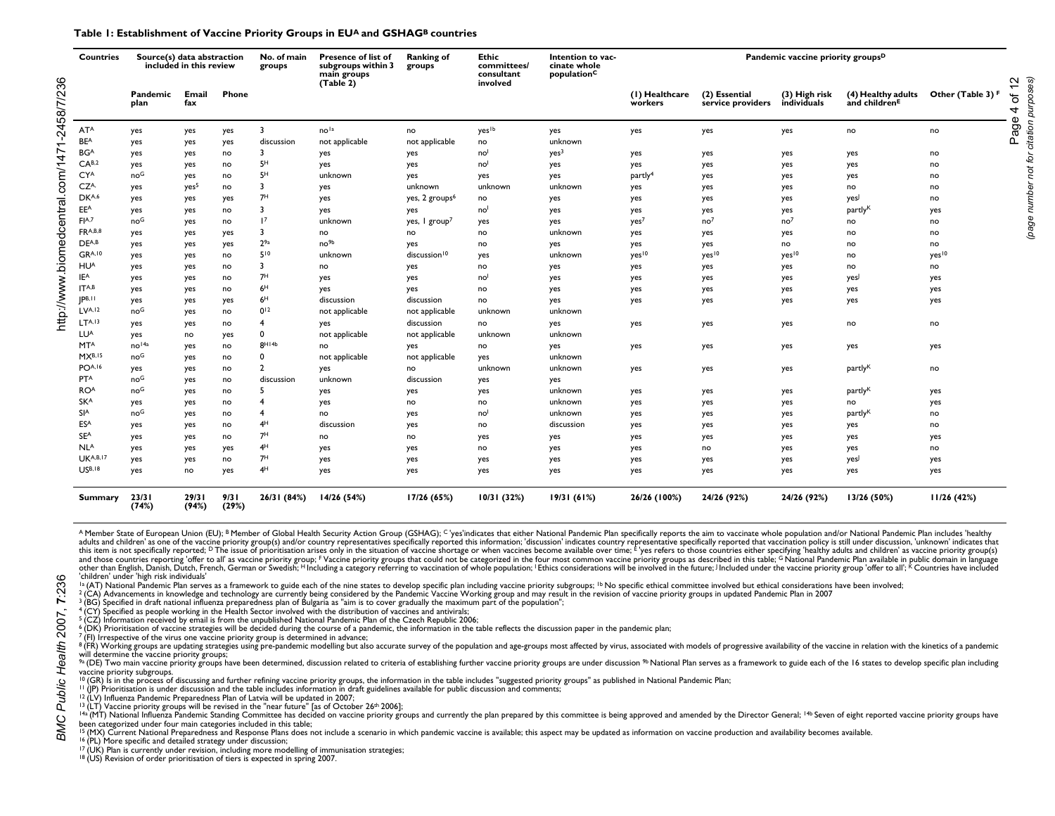**Table 1: Establishment of Vaccine Priority Groups in EU[A] and GSHAG[B] countries**

| Countries | Source(s) data abstraction included in this review | | | No. of main groups | Presence of list of subgroups within 3 main groups (Table 2) | Ranking of groups | Ethic committees/ consultant involved | Intention to vaccinate whole population[C] | Pandemic vaccine priority groups[D] | | | | |
|---|---|---|---|---|---|---|---|---|---|---|---|---|---|
| | Pandemic plan | Email fax | Phone | | | | | | (1) Healthcare workers | (2) Essential service providers | (3) High risk individuals | (4) Healthy adults and children[E] | Other (Table 3) [F] |
| AT[A] | yes | yes | yes | 3 | no[1a] | no | yes[1b] | yes | yes | yes | yes | no | no |
| BE[A] | yes | yes | yes | discussion | not applicable | not applicable | no | unknown | | | | | |
| BG[A] | yes | yes | no | 3 | yes | yes | no[I] | yes[3] | yes | yes | yes | yes | no |
| CA[B,2] | yes | yes | no | 5[H] | yes | yes | no[I] | yes | yes | yes | yes | yes | no |
| CY[A] | no[G] | yes | no | 5[H] | unknown | yes | yes | yes | partly[4] | yes | yes | yes | no |
| CZ[A,] | yes | yes[5] | no | 3 | yes | unknown | unknown | unknown | yes | yes | yes | no | no |
| DK[A,6] | yes | yes | yes | 7[H] | yes | yes, 2 groups[6] | no | yes | yes | yes | yes | yes[J] | no |
| EE[A] | yes | yes | no | 3 | yes | yes | no[I] | yes | yes | yes | yes | partly[K] | yes |
| FI[A,7] | no[G] | yes | no | 1[7] | unknown | yes, 1 group[7] | yes | yes | yes[7] | no[7] | no[7] | no | no |
| FR[A,B,8] | yes | yes | yes | 3 | no | no | no | unknown | yes | yes | yes | no | no |
| DE[A,B] | yes | yes | yes | 2[9a] | no[9b] | yes | no | yes | yes | yes | no | no | no |
| GR[A,10] | yes | yes | no | 5[10] | unknown | discussion[10] | yes | unknown | yes[10] | yes[10] | yes[10] | no | yes[10] |
| HU[A] | yes | yes | no | 3 | no | yes | no | yes | yes | yes | yes | no | no |
| IE[A] | yes | yes | no | 7[H] | yes | yes | no[I] | yes | yes | yes | yes | yes[J] | yes |
| IT[A,B] | yes | yes | no | 6[H] | yes | yes | no | yes | yes | yes | yes | yes | yes |
| JP[B,11] | yes | yes | yes | 6[H] | discussion | discussion | no | yes | yes | yes | yes | yes | yes |
| LV[A,12] | no[G] | yes | no | 0[12] | not applicable | not applicable | unknown | unknown | | | | | |
| LT[A,13] | yes | yes | no | 4 | yes | discussion | no | yes | yes | yes | yes | no | no |
| LU[A] | yes | no | yes | 0 | not applicable | not applicable | unknown | unknown | | | | | |
| MT[A] | no[14a] | yes | no | 8[H14b] | no | yes | no | yes | yes | yes | yes | yes | yes |
| MX[B,15] | no[G] | yes | no | 0 | not applicable | not applicable | yes | unknown | | | | | |
| PO[A,16] | yes | yes | no | 2 | yes | no | unknown | unknown | yes | yes | yes | partly[K] | no |
| PT[A] | no[G] | yes | no | discussion | unknown | discussion | yes | yes | | | | | |
| RO[A] | no[G] | yes | no | 5 | yes | yes | yes | unknown | yes | yes | yes | partly[K] | yes |
| SK[A] | yes | yes | no | 4 | yes | no | no | unknown | yes | yes | yes | no | yes |
| SI[A] | no[G] | yes | no | 4 | no | yes | no[I] | unknown | yes | yes | yes | partly[K] | no |
| ES[A] | yes | yes | no | 4[H] | discussion | yes | no | discussion | yes | yes | yes | yes | no |
| SE[A] | yes | yes | no | 7[H] | no | no | yes | yes | yes | yes | yes | yes | yes |
| NL[A] | yes | yes | yes | 4[H] | yes | yes | no | yes | yes | no | yes | yes | no |
| UK[A,B,17] | yes | yes | no | 7[H] | yes | yes | yes | yes | yes | yes | yes | yes[J] | yes |
| US[B,18] | yes | no | yes | 4[H] | yes | yes | yes | yes | yes | yes | yes | yes | yes |
| **Summary** | **23/31 (74%)** | **29/31 (94%)** | **9/31 (29%)** | **26/31 (84%)** | **14/26 (54%)** | **17/26 (65%)** | **10/31 (32%)** | **19/31 (61%)** | **26/26 (100%)** | **24/26 (92%)** | **24/26 (92%)** | **13/26 (50%)** | **11/26 (42%)** |

[A] Member State of European Union (EU); [B] Member of Global Health Security Action Group (GSHAG); [C] 'yes'indicates that either National Pandemic Plan specifically reports the aim to vaccinate whole population and/or National Pandemic Plan includes 'healthy adults and children' as one of the vaccine priority group(s) and/or country representatives specifically reported this information; 'discussion' indicates country representative specifically reported that vaccination policy is still under discussion, 'unknown' indicates that this item is not specifically reported; [D] The issue of prioritisation arises only in the situation of vaccine shortage or when vaccines become available over time; [E] 'yes refers to those countries either specifying 'healthy adults and children' as vaccine priority group(s) and those countries reporting 'offer to all' as vaccine priority group; [F] Vaccine priority groups that could not be categorized in the four most common vaccine priority groups as described in this table; [G] National Pandemic Plan available in public domain in language other than English, Danish, Dutch, French, German or Swedish; [H] Including a category referring to vaccination of whole population; [I] Ethics considerations will be involved in the future; [J] Included under the vaccine priority group 'offer to all'; [K] Countries have included 'children' under 'high risk individuals'

[1a] (AT) National Pandemic Plan serves as a framework to guide each of the nine states to develop specific plan including vaccine priority subgroups; [1b] No specific ethical committee involved but ethical considerations have been involved;
[2] (CA) Advancements in knowledge and technology are currently being considered by the Pandemic Vaccine Working group and may result in the revision of vaccine priority groups in updated Pandemic Plan in 2007
[3] (BG) Specified in draft national influenza preparedness plan of Bulgaria as "aim is to cover gradually the maximum part of the population";
[4] (CY) Specified as people working in the Health Sector involved with the distribution of vaccines and antivirals;
[5] (CZ) Information received by email is from the unpublished National Pandemic Plan of the Czech Republic 2006;
[6] (DK) Prioritisation of vaccine strategies will be decided during the course of a pandemic, the information in the table reflects the discussion paper in the pandemic plan;
[7] (FI) Irrespective of the virus one vaccine priority group is determined in advance;
[8] (FR) Working groups are updating strategies using pre-pandemic modelling but also accurate survey of the population and age-groups most affected by virus, associated with models of progressive availability of the vaccine in relation with the kinetics of a pandemic will determine the vaccine priority groups;
[9a] (DE) Two main vaccine priority groups have been determined, discussion related to criteria of establishing further vaccine priority groups are under discussion [9b] National Plan serves as a framework to guide each of the 16 states to develop specific plan including vaccine priority subgroups.
[10] (GR) Is in the process of discussing and further refining vaccine priority groups, the information in the table includes "suggested priority groups" as published in National Pandemic Plan;
[11] (JP) Prioritisation is under discussion and the table includes information in draft guidelines available for public discussion and comments;
[12] (LV) Influenza Pandemic Preparedness Plan of Latvia will be updated in 2007;
[13] (LT) Vaccine priority groups will be revised in the "near future" [as of October 26th 2006];
[14a] (MT) National Influenza Pandemic Standing Committee has decided on vaccine priority groups and currently the plan prepared by this committee is being approved and amended by the Director General; [14b] Seven of eight reported vaccine priority groups have been categorized under four main categories included in this table;
[15] (MX) Current National Preparedness and Response Plans does not include a scenario in which pandemic vaccine is available; this aspect may be updated as information on vaccine production and availability becomes available.
[16] (PL) More specific and detailed strategy under discussion;
[17] (UK) Plan is currently under revision, including more modelling of immunisation strategies;
[18] (US) Revision of order prioritisation of tiers is expected in spring 2007.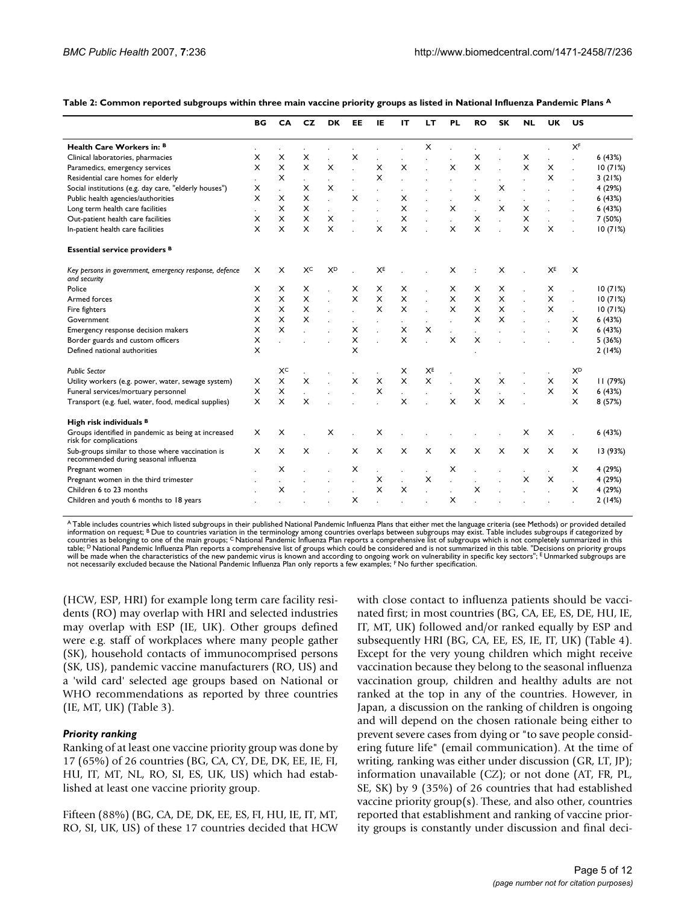**Table 2: Common reported subgroups within three main vaccine priority groups as listed in National Influenza Pandemic Plans [A]**

| | BG | CA | CZ | DK | EE | IE | IT | LT | PL | RO | SK | NL | UK | US | |
|---|---|---|---|---|---|---|---|---|---|---|---|---|---|---|---|
| **Health Care Workers in: [B]** | . | . | . | . | . | . | . | X | . | . | . | | . | X[F] | |
| Clinical laboratories, pharmacies | X | X | X | . | X | . | . | . | . | X | . | X | . | . | 6 (43%) |
| Paramedics, emergency services | X | X | X | X | . | X | X | . | X | X | . | X | X | . | 10 (71%) |
| Residential care homes for elderly | . | X | . | . | . | X | . | . | . | . | . | . | X | . | 3 (21%) |
| Social institutions (e.g. day care, "elderly houses") | X | . | X | X | . | . | . | . | . | . | X | . | . | . | 4 (29%) |
| Public health agencies/authorities | X | X | X | . | X | . | X | . | . | X | . | . | . | . | 6 (43%) |
| Long term health care facilities | . | X | X | . | . | . | X | . | X | . | X | X | . | . | 6 (43%) |
| Out-patient health care facilities | X | X | X | X | . | . | X | . | . | X | . | X | . | . | 7 (50%) |
| In-patient health care facilities | X | X | X | X | . | X | X | . | X | X | . | X | X | . | 10 (71%) |
| **Essential service providers [B]** | | | | | | | | | | | | | | | |
| *Key persons in government, emergency response, defence and security* | X | X | X[C] | X[D] | . | X[E] | . | . | X | : | X | . | X[E] | X | |
| Police | X | X | X | . | X | X | X | . | X | X | X | . | X | . | 10 (71%) |
| Armed forces | X | X | X | . | X | X | X | . | X | X | X | . | X | . | 10 (71%) |
| Fire fighters | X | X | X | . | . | X | X | . | X | X | X | . | X | . | 10 (71%) |
| Government | X | X | X | . | . | . | . | . | . | X | X | . | . | X | 6 (43%) |
| Emergency response decision makers | X | X | . | . | X | . | X | X | . | . | . | . | . | X | 6 (43%) |
| Border guards and custom officers | X | . | . | . | X | . | X | . | X | X | . | . | . | . | 5 (36%) |
| Defined national authorities | X | | | | X | | | | | . | | | | | 2 (14%) |
| *Public Sector* | | X[C] | . | . | . | . | X | X[E] | . | | . | . | . | X[D] | |
| Utility workers (e.g. power, water, sewage system) | X | X | X | . | X | X | X | X | . | X | X | . | X | X | 11 (79%) |
| Funeral services/mortuary personnel | X | X | . | . | . | X | . | . | . | X | . | . | X | X | 6 (43%) |
| Transport (e.g. fuel, water, food, medical supplies) | X | X | X | . | . | . | X | . | X | X | X | . | | X | 8 (57%) |
| **High risk individuals [B]** | | | | | | | | | | | | | | | |
| Groups identified in pandemic as being at increased risk for complications | X | X | . | X | . | X | . | . | . | . | . | X | X | . | 6 (43%) |
| Sub-groups similar to those where vaccination is recommended during seasonal influenza | X | X | X | . | X | X | X | X | X | X | X | X | X | X | 13 (93%) |
| Pregnant women | . | X | . | . | X | . | . | . | X | . | . | . | . | X | 4 (29%) |
| Pregnant women in the third trimester | . | . | . | . | . | X | . | X | . | . | . | X | X | . | 4 (29%) |
| Children 6 to 23 months | . | X | . | . | . | X | X | . | . | X | . | . | . | X | 4 (29%) |
| Children and youth 6 months to 18 years | . | . | . | . | X | . | . | . | X | . | . | . | . | . | 2 (14%) |

[A] Table includes countries which listed subgroups in their published National Pandemic Influenza Plans that either met the language criteria (see Methods) or provided detailed information on request; [B] Due to countries variation in the terminology among countries overlaps between subgroups may exist. Table includes subgroups if categorized by countries as belonging to one of the main groups; [C] National Pandemic Influenza Plan reports a comprehensive list of subgroups which is not completely summarized in this table; [D] National Pandemic Influenza Plan reports a comprehensive list of groups which could be considered and is not summarized in this table. "Decisions on priority groups will be made when the characteristics of the new pandemic virus is known and according to ongoing work on vulnerability in specific key sectors"; [E] Unmarked subgroups are not necessarily excluded because the National Pandemic Influenza Plan only reports a few examples; [F] No further specification.

(HCW, ESP, HRI) for example long term care facility residents (RO) may overlap with HRI and selected industries may overlap with ESP (IE, UK). Other groups defined were e.g. staff of workplaces where many people gather (SK), household contacts of immunocomprised persons (SK, US), pandemic vaccine manufacturers (RO, US) and a 'wild card' selected age groups based on National or WHO recommendations as reported by three countries (IE, MT, UK) (Table 3).

### *Priority ranking*

Ranking of at least one vaccine priority group was done by 17 (65%) of 26 countries (BG, CA, CY, DE, DK, EE, IE, FI, HU, IT, MT, NL, RO, SI, ES, UK, US) which had established at least one vaccine priority group.

Fifteen (88%) (BG, CA, DE, DK, EE, ES, FI, HU, IE, IT, MT, RO, SI, UK, US) of these 17 countries decided that HCW with close contact to influenza patients should be vaccinated first; in most countries (BG, CA, EE, ES, DE, HU, IE, IT, MT, UK) followed and/or ranked equally by ESP and subsequently HRI (BG, CA, EE, ES, IE, IT, UK) (Table 4). Except for the very young children which might receive vaccination because they belong to the seasonal influenza vaccination group, children and healthy adults are not ranked at the top in any of the countries. However, in Japan, a discussion on the ranking of children is ongoing and will depend on the chosen rationale being either to prevent severe cases from dying or "to save people considering future life" (email communication). At the time of writing, ranking was either under discussion (GR, LT, JP); information unavailable (CZ); or not done (AT, FR, PL, SE, SK) by 9 (35%) of 26 countries that had established vaccine priority group(s). These, and also other, countries reported that establishment and ranking of vaccine priority groups is constantly under discussion and final deci-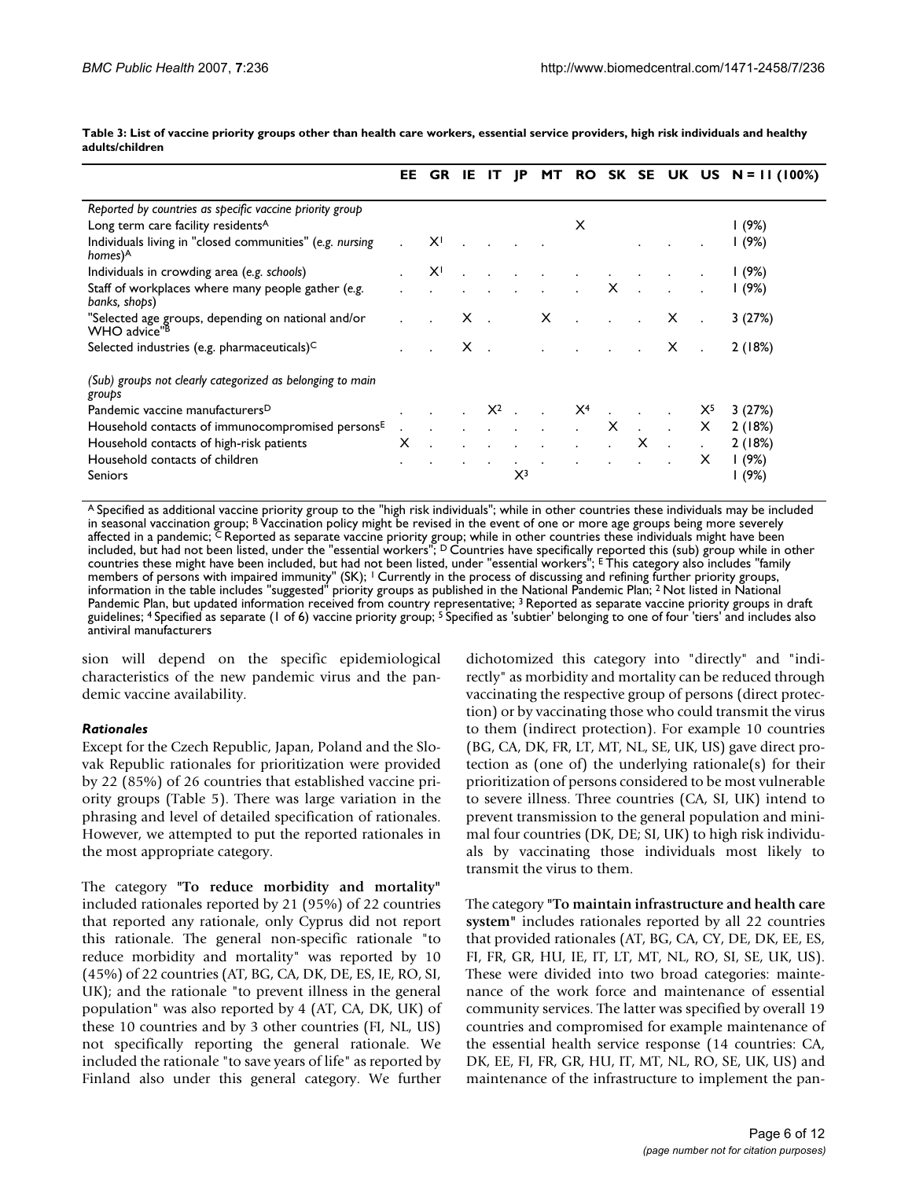**Table 3: List of vaccine priority groups other than health care workers, essential service providers, high risk individuals and healthy adults/children**

| | EE | GR | IE | IT | JP | MT | RO | SK | SE | UK | US | N = 11 (100%) |
|---|---|---|---|---|---|---|---|---|---|---|---|---|
| *Reported by countries as specific vaccine priority group* | | | | | | | | | | | | |
| Long term care facility residents[A] | | | | | | | X | | | | | 1 (9%) |
| Individuals living in "closed communities" (*e.g. nursing homes*)[A] | | X[1] | | | | | | | | | | 1 (9%) |
| Individuals in crowding area (*e.g. schools*) | | X[1] | | | | | | | | | | 1 (9%) |
| Staff of workplaces where many people gather (*e.g. banks, shops*) | | | | | | | | X | | | | 1 (9%) |
| "Selected age groups, depending on national and/or WHO advice"[B] | | | X | | | X | | | | X | | 3 (27%) |
| Selected industries (e.g. pharmaceuticals)[C] | | | X | | | | | | | X | | 2 (18%) |
| *(Sub) groups not clearly categorized as belonging to main groups* | | | | | | | | | | | | |
| Pandemic vaccine manufacturers[D] | | | | X[2] | | | X[4] | | | | X[5] | 3 (27%) |
| Household contacts of immunocompromised persons[E] | | | | | | | | X | | | X | 2 (18%) |
| Household contacts of high-risk patients | X | | | | | | | | X | | | 2 (18%) |
| Household contacts of children | | | | | | | | | | | X | 1 (9%) |
| Seniors | | | | | X[3] | | | | | | | 1 (9%) |

[A] Specified as additional vaccine priority group to the "high risk individuals"; while in other countries these individuals may be included in seasonal vaccination group; [B] Vaccination policy might be revised in the event of one or more age groups being more severely affected in a pandemic; [C] Reported as separate vaccine priority group; while in other countries these individuals might have been included, but had not been listed, under the "essential workers"; [D] Countries have specifically reported this (sub) group while in other countries these might have been included, but had not been listed, under "essential workers"; [E] This category also includes "family members of persons with impaired immunity" (SK); [1] Currently in the process of discussing and refining further priority groups, information in the table includes "suggested" priority groups as published in the National Pandemic Plan; [2] Not listed in National Pandemic Plan, but updated information received from country representative; [3] Reported as separate vaccine priority groups in draft guidelines; [4] Specified as separate (1 of 6) vaccine priority group; [5] Specified as 'subtier' belonging to one of four 'tiers' and includes also antiviral manufacturers

sion will depend on the specific epidemiological characteristics of the new pandemic virus and the pandemic vaccine availability.

### *Rationales*

Except for the Czech Republic, Japan, Poland and the Slovak Republic rationales for prioritization were provided by 22 (85%) of 26 countries that established vaccine priority groups (Table 5). There was large variation in the phrasing and level of detailed specification of rationales. However, we attempted to put the reported rationales in the most appropriate category.

The category **"To reduce morbidity and mortality"** included rationales reported by 21 (95%) of 22 countries that reported any rationale, only Cyprus did not report this rationale. The general non-specific rationale "to reduce morbidity and mortality" was reported by 10 (45%) of 22 countries (AT, BG, CA, DK, DE, ES, IE, RO, SI, UK); and the rationale "to prevent illness in the general population" was also reported by 4 (AT, CA, DK, UK) of these 10 countries and by 3 other countries (FI, NL, US) not specifically reporting the general rationale. We included the rationale "to save years of life" as reported by Finland also under this general category. We further dichotomized this category into "directly" and "indirectly" as morbidity and mortality can be reduced through vaccinating the respective group of persons (direct protection) or by vaccinating those who could transmit the virus to them (indirect protection). For example 10 countries (BG, CA, DK, FR, LT, MT, NL, SE, UK, US) gave direct protection as (one of) the underlying rationale(s) for their prioritization of persons considered to be most vulnerable to severe illness. Three countries (CA, SI, UK) intend to prevent transmission to the general population and minimal four countries (DK, DE; SI, UK) to high risk individuals by vaccinating those individuals most likely to transmit the virus to them.

The category **"To maintain infrastructure and health care system"** includes rationales reported by all 22 countries that provided rationales (AT, BG, CA, CY, DE, DK, EE, ES, FI, FR, GR, HU, IE, IT, LT, MT, NL, RO, SI, SE, UK, US). These were divided into two broad categories: maintenance of the work force and maintenance of essential community services. The latter was specified by overall 19 countries and compromised for example maintenance of the essential health service response (14 countries: CA, DK, EE, FI, FR, GR, HU, IT, MT, NL, RO, SE, UK, US) and maintenance of the infrastructure to implement the pan-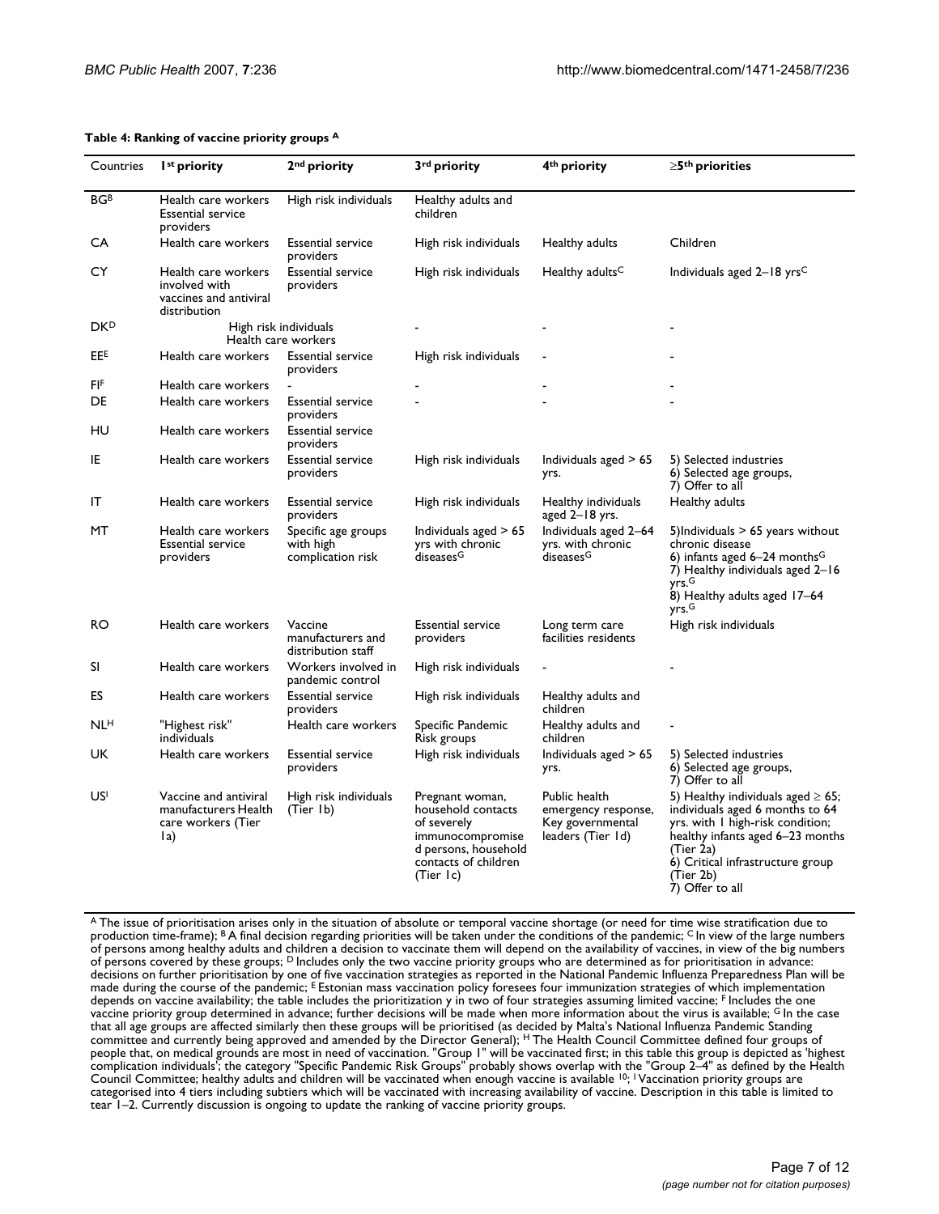**Table 4: Ranking of vaccine priority groups [A]**

| Countries | 1[st] priority | 2[nd] priority | 3[rd] priority | 4[th] priority | ≥5[th] priorities |
|---|---|---|---|---|---|
| BG[B] | Health care workers Essential service providers | High risk individuals | Healthy adults and children | | |
| CA | Health care workers | Essential service providers | High risk individuals | Healthy adults | Children |
| CY | Health care workers involved with vaccines and antiviral distribution | Essential service providers | High risk individuals | Healthy adults[C] | Individuals aged 2–18 yrs[C] |
| DK[D] | High risk individuals Health care workers | | - | - | - |
| EE[E] | Health care workers | Essential service providers | High risk individuals | - | - |
| FI[F] | Health care workers | - | - | - | - |
| DE | Health care workers | Essential service providers | - | - | - |
| HU | Health care workers | Essential service providers | | | |
| IE | Health care workers | Essential service providers | High risk individuals | Individuals aged > 65 yrs. | 5) Selected industries 6) Selected age groups, 7) Offer to all |
| IT | Health care workers | Essential service providers | High risk individuals | Healthy individuals aged 2–18 yrs. | Healthy adults |
| MT | Health care workers Essential service providers | Specific age groups with high complication risk | Individuals aged > 65 yrs with chronic diseases[G] | Individuals aged 2–64 yrs. with chronic diseases[G] | 5)Individuals > 65 years without chronic disease 6) infants aged 6–24 months[G] 7) Healthy individuals aged 2–16 yrs.[G] 8) Healthy adults aged 17–64 yrs.[G] |
| RO | Health care workers | Vaccine manufacturers and distribution staff | Essential service providers | Long term care facilities residents | High risk individuals |
| SI | Health care workers | Workers involved in pandemic control | High risk individuals | - | - |
| ES | Health care workers | Essential service providers | High risk individuals | Healthy adults and children | |
| NL[H] | "Highest risk" individuals | Health care workers | Specific Pandemic Risk groups | Healthy adults and children | - |
| UK | Health care workers | Essential service providers | High risk individuals | Individuals aged > 65 yrs. | 5) Selected industries 6) Selected age groups, 7) Offer to all |
| US[I] | Vaccine and antiviral manufacturers Health care workers (Tier 1a) | High risk individuals (Tier 1b) | Pregnant woman, household contacts of severely immunocompromise d persons, household contacts of children (Tier 1c) | Public health emergency response, Key governmental leaders (Tier 1d) | 5) Healthy individuals aged ≥ 65; individuals aged 6 months to 64 yrs. with 1 high-risk condition; healthy infants aged 6–23 months (Tier 2a) 6) Critical infrastructure group (Tier 2b) 7) Offer to all |

[A] The issue of prioritisation arises only in the situation of absolute or temporal vaccine shortage (or need for time wise stratification due to production time-frame); [B] A final decision regarding priorities will be taken under the conditions of the pandemic; [C] In view of the large numbers of persons among healthy adults and children a decision to vaccinate them will depend on the availability of vaccines, in view of the big numbers of persons covered by these groups; [D] Includes only the two vaccine priority groups who are determined as for prioritisation in advance: decisions on further prioritisation by one of five vaccination strategies as reported in the National Pandemic Influenza Preparedness Plan will be made during the course of the pandemic; [E] Estonian mass vaccination policy foresees four immunization strategies of which implementation depends on vaccine availability; the table includes the prioritization y in two of four strategies assuming limited vaccine; [F] Includes the one vaccine priority group determined in advance; further decisions will be made when more information about the virus is available; [G] In the case that all age groups are affected similarly then these groups will be prioritised (as decided by Malta's National Influenza Pandemic Standing committee and currently being approved and amended by the Director General); [H] The Health Council Committee defined four groups of people that, on medical grounds are most in need of vaccination. "Group 1" will be vaccinated first; in this table this group is depicted as 'highest complication individuals'; the category "Specific Pandemic Risk Groups" probably shows overlap with the "Group 2–4" as defined by the Health Council Committee; healthy adults and children will be vaccinated when enough vaccine is available [10]; [I] Vaccination priority groups are categorised into 4 tiers including subtiers which will be vaccinated with increasing availability of vaccine. Description in this table is limited to tear 1–2. Currently discussion is ongoing to update the ranking of vaccine priority groups.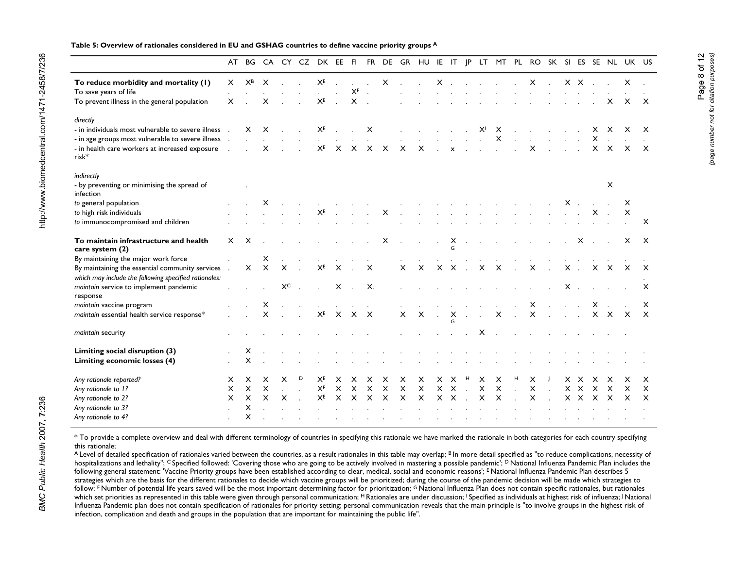**Table 5: Overview of rationales considered in EU and GSHAG countries to define vaccine priority groups [A]**

| | AT | BG | CA | CY | CZ | DK | EE | FI | FR | DE | GR | HU | IE | IT | JP | LT | MT | PL | RO | SK | SI | ES | SE | NL | UK | US |
|---|---|---|---|---|---|---|---|---|---|---|---|---|---|---|---|---|---|---|---|---|---|---|---|---|---|---|
| **To reduce morbidity and mortality (1)** | X | X[B] | X | . | . | X[E] | . | . | . | X | . | . | X | . | . | . | . | . | X | . | X | X | . | . | X | . |
| To save years of life | . | . | . | . | . | . | . | X[F] | . | . | . | . | . | . | . | . | . | . | . | . | . | . | . | . | . | . |
| To prevent illness in the general population | X | . | X | . | . | X[E] | . | X | . | . | . | . | . | . | . | . | . | . | . | . | . | . | . | X | X | X |
| *directly* | | | | | | | | | | | | | | | | | | | | | | | | | | |
| - in individuals most vulnerable to severe illness | . | X | X | . | . | X[E] | . | . | X | . | . | . | . | . | . | X[I] | X | . | . | . | . | . | X | X | X | X |
| - in age groups most vulnerable to severe illness | . | . | . | . | . | . | . | . | . | . | . | . | . | . | . | . | X | . | . | . | . | . | X | . | . | . |
| - in health care workers at increased exposure risk* | . | . | X | . | . | X[E] | X | X | X | X | X | X | . | x | . | . | . | . | X | . | . | . | X | X | X | X |
| *indirectly* | | | | | | | | | | | | | | | | | | | | | | | | | | |
| - by preventing or minimising the spread of infection | | . | | | | | | | | | | | | | | | | | | | | | | X | | |
| *to* general population | . | . | X | . | . | . | . | . | . | . | . | . | . | . | . | . | . | . | . | . | X | . | . | . | X | |
| *to* high risk individuals | . | . | . | . | . | X[E] | . | . | . | X | . | . | . | . | . | . | . | . | . | . | . | . | X | . | X | |
| *to* immunocompromised and children | . | . | . | . | . | . | . | . | . | . | . | . | . | . | . | . | . | . | . | . | . | . | . | . | . | X |
| **To maintain infrastructure and health care system (2)** | X | X | . | . | . | . | . | . | . | X | . | . | . | X[G] | . | . | . | . | . | . | . | X | . | . | X | X |
| By maintaining the major work force | . | | X | . | . | . | . | . | . | | . | . | . | . | . | . | . | . | . | . | . | . | . | . | . | . |
| By maintaining the essential community services | . | X | X | X | . | X[E] | X | . | X | | X | X | X | X | . | X | X | . | X | . | X | . | X | X | X | X |
| *which may include the following specified rationales:* | | | | | | | | | | | | | | | | | | | | | | | | | | . |
| *maintain* service to implement pandemic response | . | . | . | X[C] | . | . | X | . | X. | | . | . | . | . | . | . | . | . | . | . | X | . | . | . | . | X |
| *maintain* vaccine program | . | . | X | . | . | . | . | . | . | | . | . | . | . | . | . | . | . | X | . | . | . | X | . | . | X |
| *maintain* essential health service response* | . | . | X | . | . | X[E] | X | X | X | | X | X | . | X[G] | . | . | X | . | X | . | . | . | X | X | X | X |
| *maintain* security | . | . | . | . | . | . | . | . | . | | . | . | . | . | . | X | . | . | . | . | . | . | . | . | . | |
| **Limiting social disruption (3)** | . | X | . | . | . | . | . | . | . | . | . | . | . | . | . | . | . | . | . | . | . | . | . | . | . | . |
| **Limiting economic losses (4)** | . | X | . | . | . | . | . | . | . | . | . | . | . | . | . | . | . | . | . | . | . | . | . | . | . | . |
| *Any rationale reported?* | X | X | X | X | D | X[E] | X | X | X | X | X | X | X | X | H | X | X | H | X | J | X | X | X | X | X | X |
| *Any rationale to 1?* | X | X | X | . | . | X[E] | X | X | X | X | X | X | X | X | . | X | X | . | X | . | X | X | X | X | X | X |
| *Any rationale to 2?* | X | X | X | X | . | X[E] | X | X | X | X | X | X | X | X | . | X | X | . | X | . | X | X | X | X | X | X |
| *Any rationale to 3?* | . | X | . | . | . | . | . | . | . | . | . | . | . | . | . | . | . | . | . | . | . | . | . | . | . | . |
| *Any rationale to 4?* | . | X | . | . | . | . | . | . | . | . | . | . | . | . | . | . | . | . | . | . | . | . | . | . | . | . |

* To provide a complete overview and deal with different terminology of countries in specifying this rationale we have marked the rationale in both categories for each country specifying this rationale;

[A] Level of detailed specification of rationales varied between the countries, as a result rationales in this table may overlap; [B] In more detail specified as "to reduce complications, necessity of hospitalizations and lethality"; [C] Specified followed: 'Covering those who are going to be actively involved in mastering a possible pandemic'; [D] National Influenza Pandemic Plan includes the following general statement: 'Vaccine Priority groups have been established according to clear, medical, social and economic reasons'; [E] National Influenza Pandemic Plan describes 5 strategies which are the basis for the different rationales to decide which vaccine groups will be prioritized; during the course of the pandemic decision will be made which strategies to follow; [F] Number of potential life years saved will be the most important determining factor for prioritization; [G] National Influenza Plan does not contain specific rationales, but rationales which set priorities as represented in this table were given through personal communication; [H] Rationales are under discussion; [I] Specified as individuals at highest risk of influenza; [J] National Influenza Pandemic plan does not contain specification of rationales for priority setting; personal communication reveals that the main principle is "to involve groups in the highest risk of infection, complication and death and groups in the population that are important for maintaining the public life".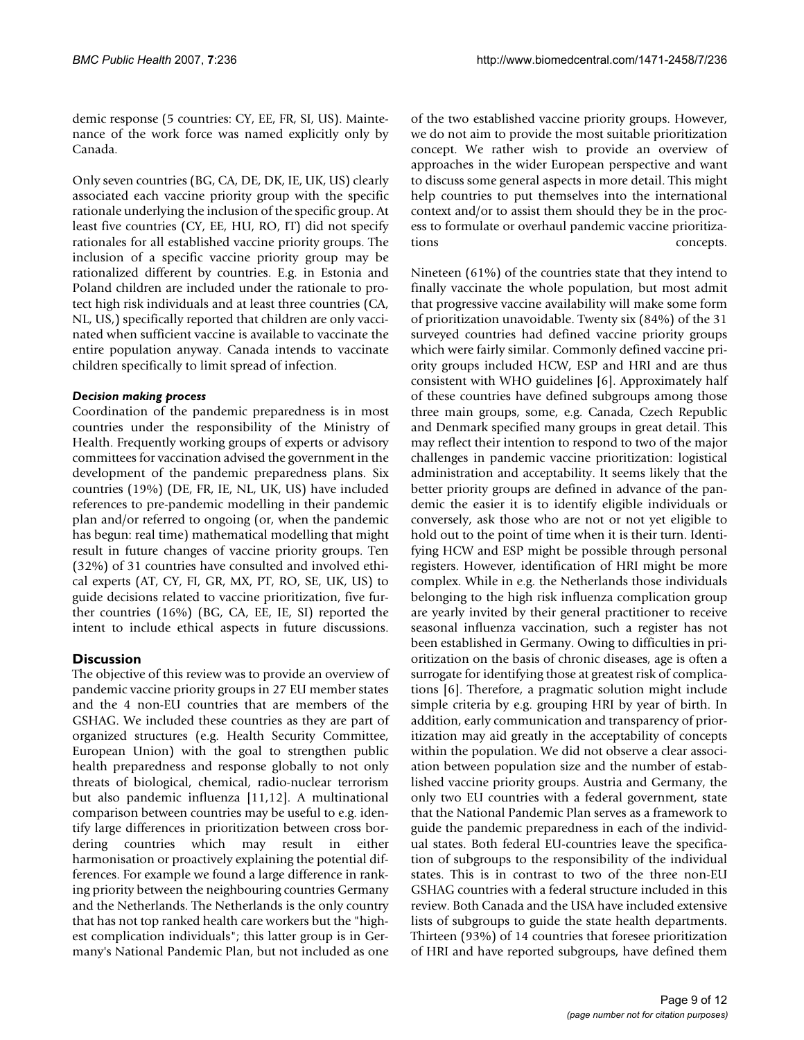demic response (5 countries: CY, EE, FR, SI, US). Maintenance of the work force was named explicitly only by Canada.

Only seven countries (BG, CA, DE, DK, IE, UK, US) clearly associated each vaccine priority group with the specific rationale underlying the inclusion of the specific group. At least five countries (CY, EE, HU, RO, IT) did not specify rationales for all established vaccine priority groups. The inclusion of a specific vaccine priority group may be rationalized different by countries. E.g. in Estonia and Poland children are included under the rationale to protect high risk individuals and at least three countries (CA, NL, US,) specifically reported that children are only vaccinated when sufficient vaccine is available to vaccinate the entire population anyway. Canada intends to vaccinate children specifically to limit spread of infection.

### *Decision making process*

Coordination of the pandemic preparedness is in most countries under the responsibility of the Ministry of Health. Frequently working groups of experts or advisory committees for vaccination advised the government in the development of the pandemic preparedness plans. Six countries (19%) (DE, FR, IE, NL, UK, US) have included references to pre-pandemic modelling in their pandemic plan and/or referred to ongoing (or, when the pandemic has begun: real time) mathematical modelling that might result in future changes of vaccine priority groups. Ten (32%) of 31 countries have consulted and involved ethical experts (AT, CY, FI, GR, MX, PT, RO, SE, UK, US) to guide decisions related to vaccine prioritization, five further countries (16%) (BG, CA, EE, IE, SI) reported the intent to include ethical aspects in future discussions.

## Discussion

The objective of this review was to provide an overview of pandemic vaccine priority groups in 27 EU member states and the 4 non-EU countries that are members of the GSHAG. We included these countries as they are part of organized structures (e.g. Health Security Committee, European Union) with the goal to strengthen public health preparedness and response globally to not only threats of biological, chemical, radio-nuclear terrorism but also pandemic influenza [11,12]. A multinational comparison between countries may be useful to e.g. identify large differences in prioritization between cross bordering countries which may result in either harmonisation or proactively explaining the potential differences. For example we found a large difference in ranking priority between the neighbouring countries Germany and the Netherlands. The Netherlands is the only country that has not top ranked health care workers but the "highest complication individuals"; this latter group is in Germany's National Pandemic Plan, but not included as one of the two established vaccine priority groups. However, we do not aim to provide the most suitable prioritization concept. We rather wish to provide an overview of approaches in the wider European perspective and want to discuss some general aspects in more detail. This might help countries to put themselves into the international context and/or to assist them should they be in the process to formulate or overhaul pandemic vaccine prioritizations concepts.

Nineteen (61%) of the countries state that they intend to finally vaccinate the whole population, but most admit that progressive vaccine availability will make some form of prioritization unavoidable. Twenty six (84%) of the 31 surveyed countries had defined vaccine priority groups which were fairly similar. Commonly defined vaccine priority groups included HCW, ESP and HRI and are thus consistent with WHO guidelines [6]. Approximately half of these countries have defined subgroups among those three main groups, some, e.g. Canada, Czech Republic and Denmark specified many groups in great detail. This may reflect their intention to respond to two of the major challenges in pandemic vaccine prioritization: logistical administration and acceptability. It seems likely that the better priority groups are defined in advance of the pandemic the easier it is to identify eligible individuals or conversely, ask those who are not or not yet eligible to hold out to the point of time when it is their turn. Identifying HCW and ESP might be possible through personal registers. However, identification of HRI might be more complex. While in e.g. the Netherlands those individuals belonging to the high risk influenza complication group are yearly invited by their general practitioner to receive seasonal influenza vaccination, such a register has not been established in Germany. Owing to difficulties in prioritization on the basis of chronic diseases, age is often a surrogate for identifying those at greatest risk of complications [6]. Therefore, a pragmatic solution might include simple criteria by e.g. grouping HRI by year of birth. In addition, early communication and transparency of prioritization may aid greatly in the acceptability of concepts within the population. We did not observe a clear association between population size and the number of established vaccine priority groups. Austria and Germany, the only two EU countries with a federal government, state that the National Pandemic Plan serves as a framework to guide the pandemic preparedness in each of the individual states. Both federal EU-countries leave the specification of subgroups to the responsibility of the individual states. This is in contrast to two of the three non-EU GSHAG countries with a federal structure included in this review. Both Canada and the USA have included extensive lists of subgroups to guide the state health departments. Thirteen (93%) of 14 countries that foresee prioritization of HRI and have reported subgroups, have defined them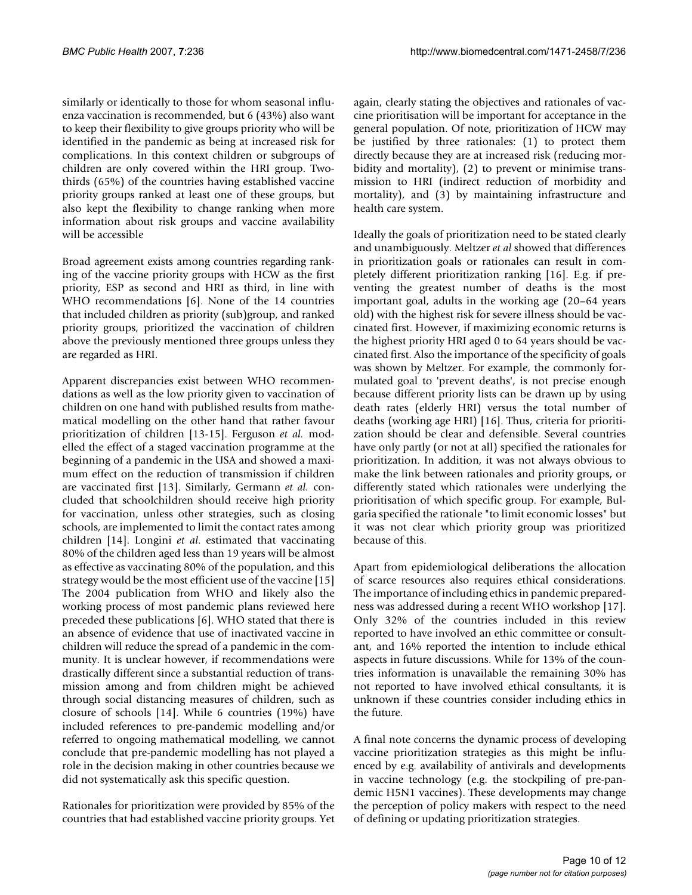similarly or identically to those for whom seasonal influenza vaccination is recommended, but 6 (43%) also want to keep their flexibility to give groups priority who will be identified in the pandemic as being at increased risk for complications. In this context children or subgroups of children are only covered within the HRI group. Two-thirds (65%) of the countries having established vaccine priority groups ranked at least one of these groups, but also kept the flexibility to change ranking when more information about risk groups and vaccine availability will be accessible

Broad agreement exists among countries regarding ranking of the vaccine priority groups with HCW as the first priority, ESP as second and HRI as third, in line with WHO recommendations [6]. None of the 14 countries that included children as priority (sub)group, and ranked priority groups, prioritized the vaccination of children above the previously mentioned three groups unless they are regarded as HRI.

Apparent discrepancies exist between WHO recommendations as well as the low priority given to vaccination of children on one hand with published results from mathematical modelling on the other hand that rather favour prioritization of children [13-15]. Ferguson *et al.* modelled the effect of a staged vaccination programme at the beginning of a pandemic in the USA and showed a maximum effect on the reduction of transmission if children are vaccinated first [13]. Similarly, Germann *et al.* concluded that schoolchildren should receive high priority for vaccination, unless other strategies, such as closing schools, are implemented to limit the contact rates among children [14]. Longini *et al.* estimated that vaccinating 80% of the children aged less than 19 years will be almost as effective as vaccinating 80% of the population, and this strategy would be the most efficient use of the vaccine [15] The 2004 publication from WHO and likely also the working process of most pandemic plans reviewed here preceded these publications [6]. WHO stated that there is an absence of evidence that use of inactivated vaccine in children will reduce the spread of a pandemic in the community. It is unclear however, if recommendations were drastically different since a substantial reduction of transmission among and from children might be achieved through social distancing measures of children, such as closure of schools [14]. While 6 countries (19%) have included references to pre-pandemic modelling and/or referred to ongoing mathematical modelling, we cannot conclude that pre-pandemic modelling has not played a role in the decision making in other countries because we did not systematically ask this specific question.

Rationales for prioritization were provided by 85% of the countries that had established vaccine priority groups. Yet again, clearly stating the objectives and rationales of vaccine prioritisation will be important for acceptance in the general population. Of note, prioritization of HCW may be justified by three rationales: (1) to protect them directly because they are at increased risk (reducing morbidity and mortality), (2) to prevent or minimise transmission to HRI (indirect reduction of morbidity and mortality), and (3) by maintaining infrastructure and health care system.

Ideally the goals of prioritization need to be stated clearly and unambiguously. Meltzer *et al* showed that differences in prioritization goals or rationales can result in completely different prioritization ranking [16]. E.g. if preventing the greatest number of deaths is the most important goal, adults in the working age (20–64 years old) with the highest risk for severe illness should be vaccinated first. However, if maximizing economic returns is the highest priority HRI aged 0 to 64 years should be vaccinated first. Also the importance of the specificity of goals was shown by Meltzer. For example, the commonly formulated goal to 'prevent deaths', is not precise enough because different priority lists can be drawn up by using death rates (elderly HRI) versus the total number of deaths (working age HRI) [16]. Thus, criteria for prioritization should be clear and defensible. Several countries have only partly (or not at all) specified the rationales for prioritization. In addition, it was not always obvious to make the link between rationales and priority groups, or differently stated which rationales were underlying the prioritisation of which specific group. For example, Bulgaria specified the rationale "to limit economic losses" but it was not clear which priority group was prioritized because of this.

Apart from epidemiological deliberations the allocation of scarce resources also requires ethical considerations. The importance of including ethics in pandemic preparedness was addressed during a recent WHO workshop [17]. Only 32% of the countries included in this review reported to have involved an ethic committee or consultant, and 16% reported the intention to include ethical aspects in future discussions. While for 13% of the countries information is unavailable the remaining 30% has not reported to have involved ethical consultants, it is unknown if these countries consider including ethics in the future.

A final note concerns the dynamic process of developing vaccine prioritization strategies as this might be influenced by e.g. availability of antivirals and developments in vaccine technology (e.g. the stockpiling of pre-pandemic H5N1 vaccines). These developments may change the perception of policy makers with respect to the need of defining or updating prioritization strategies.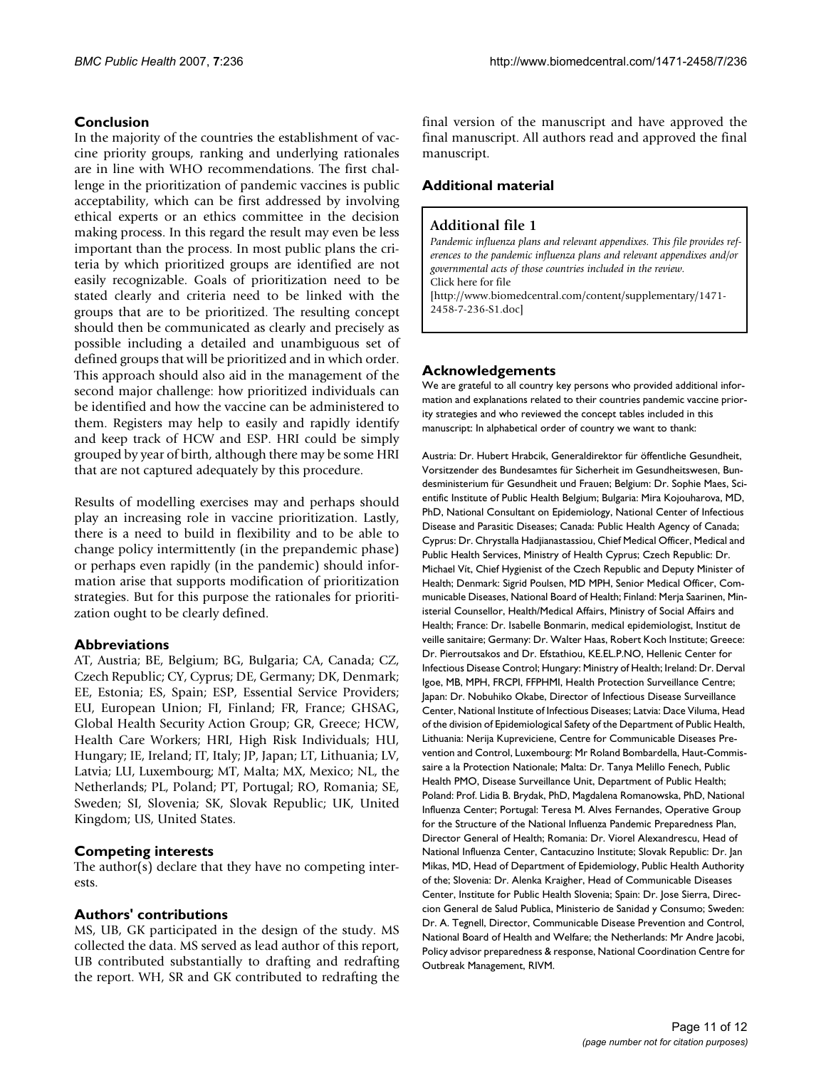## Conclusion

In the majority of the countries the establishment of vaccine priority groups, ranking and underlying rationales are in line with WHO recommendations. The first challenge in the prioritization of pandemic vaccines is public acceptability, which can be first addressed by involving ethical experts or an ethics committee in the decision making process. In this regard the result may even be less important than the process. In most public plans the criteria by which prioritized groups are identified are not easily recognizable. Goals of prioritization need to be stated clearly and criteria need to be linked with the groups that are to be prioritized. The resulting concept should then be communicated as clearly and precisely as possible including a detailed and unambiguous set of defined groups that will be prioritized and in which order. This approach should also aid in the management of the second major challenge: how prioritized individuals can be identified and how the vaccine can be administered to them. Registers may help to easily and rapidly identify and keep track of HCW and ESP. HRI could be simply grouped by year of birth, although there may be some HRI that are not captured adequately by this procedure.

Results of modelling exercises may and perhaps should play an increasing role in vaccine prioritization. Lastly, there is a need to build in flexibility and to be able to change policy intermittently (in the prepandemic phase) or perhaps even rapidly (in the pandemic) should information arise that supports modification of prioritization strategies. But for this purpose the rationales for prioritization ought to be clearly defined.

## Abbreviations

AT, Austria; BE, Belgium; BG, Bulgaria; CA, Canada; CZ, Czech Republic; CY, Cyprus; DE, Germany; DK, Denmark; EE, Estonia; ES, Spain; ESP, Essential Service Providers; EU, European Union; FI, Finland; FR, France; GHSAG, Global Health Security Action Group; GR, Greece; HCW, Health Care Workers; HRI, High Risk Individuals; HU, Hungary; IE, Ireland; IT, Italy; JP, Japan; LT, Lithuania; LV, Latvia; LU, Luxembourg; MT, Malta; MX, Mexico; NL, the Netherlands; PL, Poland; PT, Portugal; RO, Romania; SE, Sweden; SI, Slovenia; SK, Slovak Republic; UK, United Kingdom; US, United States.

## Competing interests

The author(s) declare that they have no competing interests.

## Authors' contributions

MS, UB, GK participated in the design of the study. MS collected the data. MS served as lead author of this report, UB contributed substantially to drafting and redrafting the report. WH, SR and GK contributed to redrafting the final version of the manuscript and have approved the final manuscript. All authors read and approved the final manuscript.

## Additional material

**Additional file 1**

*Pandemic influenza plans and relevant appendixes. This file provides references to the pandemic influenza plans and relevant appendixes and/or governmental acts of those countries included in the review.*
Click here for file
[http://www.biomedcentral.com/content/supplementary/1471-2458-7-236-S1.doc]

## Acknowledgements

We are grateful to all country key persons who provided additional information and explanations related to their countries pandemic vaccine priority strategies and who reviewed the concept tables included in this manuscript: In alphabetical order of country we want to thank:

Austria: Dr. Hubert Hrabcik, Generaldirektor für öffentliche Gesundheit, Vorsitzender des Bundesamtes für Sicherheit im Gesundheitswesen, Bundesministerium für Gesundheit und Frauen; Belgium: Dr. Sophie Maes, Scientific Institute of Public Health Belgium; Bulgaria: Mira Kojouharova, MD, PhD, National Consultant on Epidemiology, National Center of Infectious Disease and Parasitic Diseases; Canada: Public Health Agency of Canada; Cyprus: Dr. Chrystalla Hadjianastassiou, Chief Medical Officer, Medical and Public Health Services, Ministry of Health Cyprus; Czech Republic: Dr. Michael Vít, Chief Hygienist of the Czech Republic and Deputy Minister of Health; Denmark: Sigrid Poulsen, MD MPH, Senior Medical Officer, Communicable Diseases, National Board of Health; Finland: Merja Saarinen, Ministerial Counsellor, Health/Medical Affairs, Ministry of Social Affairs and Health; France: Dr. Isabelle Bonmarin, medical epidemiologist, Institut de veille sanitaire; Germany: Dr. Walter Haas, Robert Koch Institute; Greece: Dr. Pierroutsakos and Dr. Efstathiou, KE.EL.P.NO, Hellenic Center for Infectious Disease Control; Hungary: Ministry of Health; Ireland: Dr. Derval Igoe, MB, MPH, FRCPI, FFPHMI, Health Protection Surveillance Centre; Japan: Dr. Nobuhiko Okabe, Director of Infectious Disease Surveillance Center, National Institute of Infectious Diseases; Latvia: Dace Viluma, Head of the division of Epidemiological Safety of the Department of Public Health, Lithuania: Nerija Kupreviciene, Centre for Communicable Diseases Prevention and Control, Luxembourg: Mr Roland Bombardella, Haut-Commissaire a la Protection Nationale; Malta: Dr. Tanya Melillo Fenech, Public Health PMO, Disease Surveillance Unit, Department of Public Health; Poland: Prof. Lidia B. Brydak, PhD, Magdalena Romanowska, PhD, National Influenza Center; Portugal: Teresa M. Alves Fernandes, Operative Group for the Structure of the National Influenza Pandemic Preparedness Plan, Director General of Health; Romania: Dr. Viorel Alexandrescu, Head of National Influenza Center, Cantacuzino Institute; Slovak Republic: Dr. Jan Mikas, MD, Head of Department of Epidemiology, Public Health Authority of the; Slovenia: Dr. Alenka Kraigher, Head of Communicable Diseases Center, Institute for Public Health Slovenia; Spain: Dr. Jose Sierra, Direccion General de Salud Publica, Ministerio de Sanidad y Consumo; Sweden: Dr. A. Tegnell, Director, Communicable Disease Prevention and Control, National Board of Health and Welfare; the Netherlands: Mr Andre Jacobi, Policy advisor preparedness & response, National Coordination Centre for Outbreak Management, RIVM.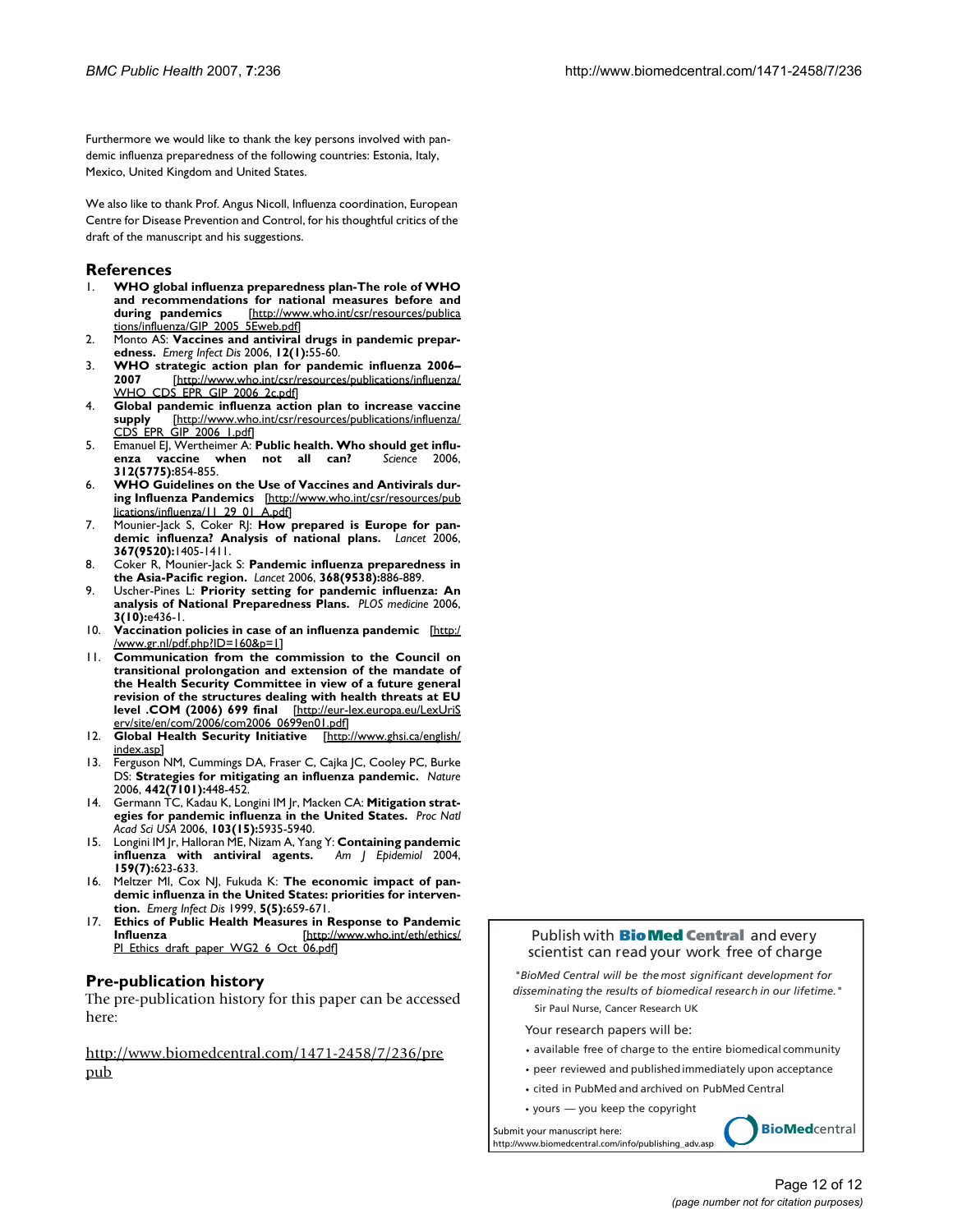Furthermore we would like to thank the key persons involved with pandemic influenza preparedness of the following countries: Estonia, Italy, Mexico, United Kingdom and United States.

We also like to thank Prof. Angus Nicoll, Influenza coordination, European Centre for Disease Prevention and Control, for his thoughtful critics of the draft of the manuscript and his suggestions.

## References

1. **WHO global influenza preparedness plan-The role of WHO and recommendations for national measures before and during pandemics** [http://www.who.int/csr/resources/publications/influenza/GIP_2005_5Eweb.pdf]
2. Monto AS: **Vaccines and antiviral drugs in pandemic preparedness.** *Emerg Infect Dis* 2006, **12(1):**55-60.
3. **WHO strategic action plan for pandemic influenza 2006–2007** [http://www.who.int/csr/resources/publications/influenza/WHO_CDS_EPR_GIP_2006_2c.pdf]
4. **Global pandemic influenza action plan to increase vaccine supply** [http://www.who.int/csr/resources/publications/influenza/CDS_EPR_GIP_2006_1.pdf]
5. Emanuel EJ, Wertheimer A: **Public health. Who should get influenza vaccine when not all can?** *Science* 2006, **312(5775):**854-855.
6. **WHO Guidelines on the Use of Vaccines and Antivirals during Influenza Pandemics** [http://www.who.int/csr/resources/publications/influenza/11_29_01_A.pdf]
7. Mounier-Jack S, Coker RJ: **How prepared is Europe for pandemic influenza? Analysis of national plans.** *Lancet* 2006, **367(9520):**1405-1411.
8. Coker R, Mounier-Jack S: **Pandemic influenza preparedness in the Asia-Pacific region.** *Lancet* 2006, **368(9538):**886-889.
9. Uscher-Pines L: **Priority setting for pandemic influenza: An analysis of National Preparedness Plans.** *PLOS medicine* 2006, **3(10):**e436-1.
10. **Vaccination policies in case of an influenza pandemic** [http://www.gr.nl/pdf.php?ID=160&p=1]
11. **Communication from the commission to the Council on transitional prolongation and extension of the mandate of the Health Security Committee in view of a future general revision of the structures dealing with health threats at EU level .COM (2006) 699 final** [http://eur-lex.europa.eu/LexUriServ/site/en/com/2006/com2006_0699en01.pdf]
12. **Global Health Security Initiative** [http://www.ghsi.ca/english/index.asp]
13. Ferguson NM, Cummings DA, Fraser C, Cajka JC, Cooley PC, Burke DS: **Strategies for mitigating an influenza pandemic.** *Nature* 2006, **442(7101):**448-452.
14. Germann TC, Kadau K, Longini IM Jr, Macken CA: **Mitigation strategies for pandemic influenza in the United States.** *Proc Natl Acad Sci USA* 2006, **103(15):**5935-5940.
15. Longini IM Jr, Halloran ME, Nizam A, Yang Y: **Containing pandemic influenza with antiviral agents.** *Am J Epidemiol* 2004, **159(7):**623-633.
16. Meltzer MI, Cox NJ, Fukuda K: **The economic impact of pandemic influenza in the United States: priorities for intervention.** *Emerg Infect Dis* 1999, **5(5):**659-671.
17. **Ethics of Public Health Measures in Response to Pandemic Influenza** [http://www.who.int/eth/ethics/PI_Ethics_draft_paper_WG2_6_Oct_06.pdf]

## Pre-publication history

The pre-publication history for this paper can be accessed here:

http://www.biomedcentral.com/1471-2458/7/236/prepub

Publish with **BioMed Central** and every scientist can read your work free of charge

*"BioMed Central will be the most significant development for disseminating the results of biomedical research in our lifetime."*
Sir Paul Nurse, Cancer Research UK

Your research papers will be:

- available free of charge to the entire biomedical community
- peer reviewed and published immediately upon acceptance
- cited in PubMed and archived on PubMed Central
- yours — you keep the copyright

Submit your manuscript here:
http://www.biomedcentral.com/info/publishing_adv.asp

BioMedcentral